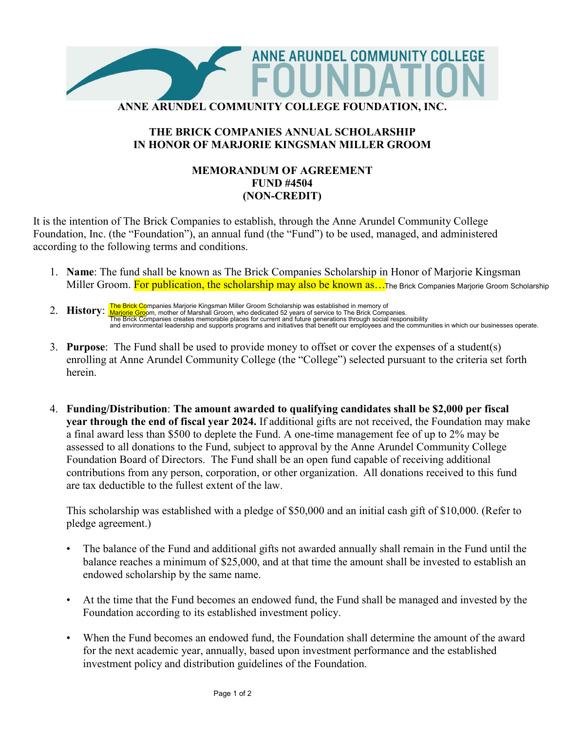# ANNE ARUNDEL COMMUNITY COLLEGE FOUNDATION, INC.

## THE BRICK COMPANIES ANNUAL SCHOLARSHIP IN HONOR OF MARJORIE KINGSMAN MILLER GROOM

### MEMORANDUM OF AGREEMENT
### FUND #4504
### (NON-CREDIT)

It is the intention of The Brick Companies to establish, through the Anne Arundel Community College Foundation, Inc. (the "Foundation"), an annual fund (the "Fund") to be used, managed, and administered according to the following terms and conditions.

1. **Name**: The fund shall be known as The Brick Companies Scholarship in Honor of Marjorie Kingsman Miller Groom. For publication, the scholarship may also be known as…The Brick Companies Marjorie Groom Scholarship

2. **History**: The Brick Companies Marjorie Kingsman Miller Groom Scholarship was established in memory of Marjorie Groom, mother of Marshall Groom, who dedicated 52 years of service to The Brick Companies. The Brick Companies creates memorable places for current and future generations through social responsibility and environmental leadership and supports programs and initiatives that benefit our employees and the communities in which our businesses operate.

3. **Purpose**: The Fund shall be used to provide money to offset or cover the expenses of a student(s) enrolling at Anne Arundel Community College (the "College") selected pursuant to the criteria set forth herein.

4. **Funding/Distribution**: **The amount awarded to qualifying candidates shall be $2,000 per fiscal year through the end of fiscal year 2024.** If additional gifts are not received, the Foundation may make a final award less than $500 to deplete the Fund. A one-time management fee of up to 2% may be assessed to all donations to the Fund, subject to approval by the Anne Arundel Community College Foundation Board of Directors. The Fund shall be an open fund capable of receiving additional contributions from any person, corporation, or other organization. All donations received to this fund are tax deductible to the fullest extent of the law.

   This scholarship was established with a pledge of $50,000 and an initial cash gift of $10,000. (Refer to pledge agreement.)

   - The balance of the Fund and additional gifts not awarded annually shall remain in the Fund until the balance reaches a minimum of $25,000, and at that time the amount shall be invested to establish an endowed scholarship by the same name.

   - At the time that the Fund becomes an endowed fund, the Fund shall be managed and invested by the Foundation according to its established investment policy.

   - When the Fund becomes an endowed fund, the Foundation shall determine the amount of the award for the next academic year, annually, based upon investment performance and the established investment policy and distribution guidelines of the Foundation.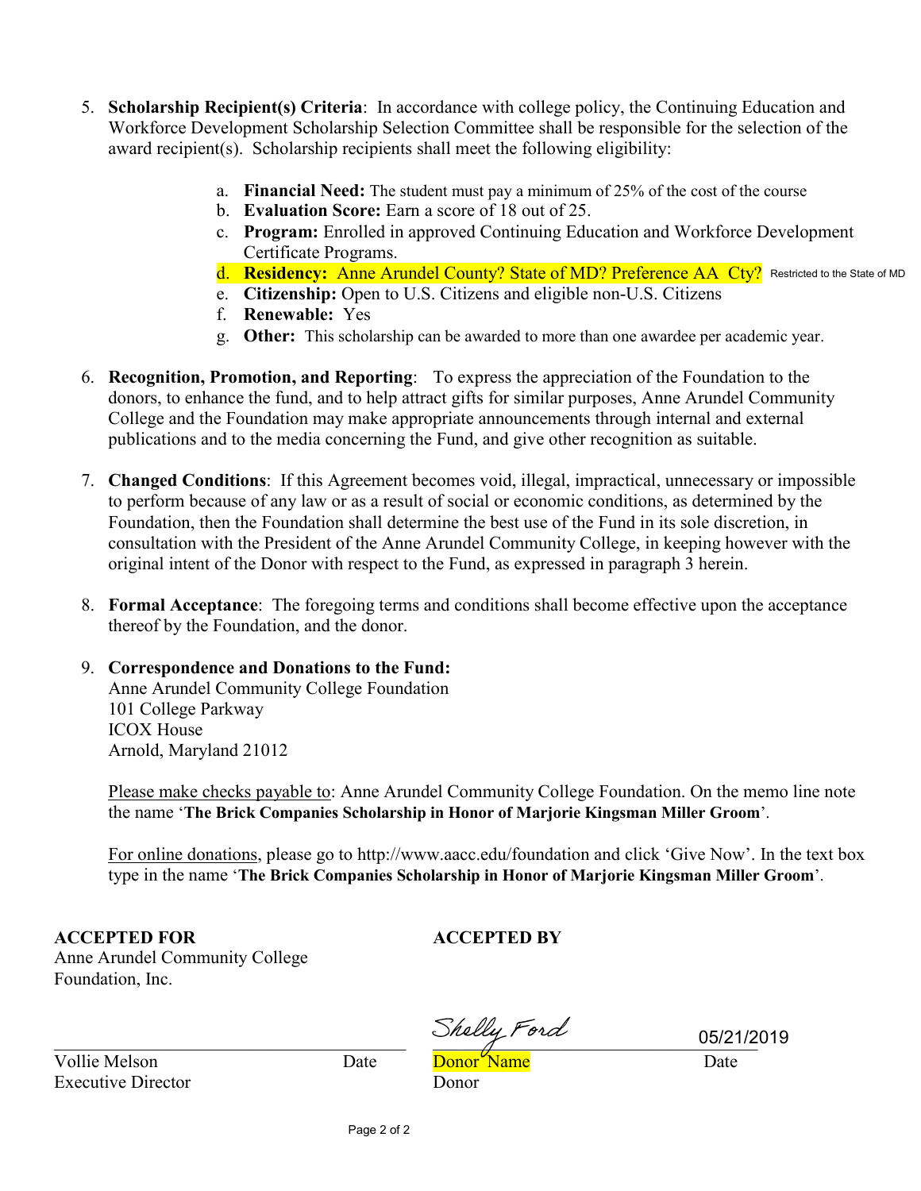5. **Scholarship Recipient(s) Criteria**: In accordance with college policy, the Continuing Education and Workforce Development Scholarship Selection Committee shall be responsible for the selection of the award recipient(s). Scholarship recipients shall meet the following eligibility:

   a. **Financial Need:** The student must pay a minimum of 25% of the cost of the course
   b. **Evaluation Score:** Earn a score of 18 out of 25.
   c. **Program:** Enrolled in approved Continuing Education and Workforce Development Certificate Programs.
   d. **Residency:** Anne Arundel County? State of MD? Preference AA Cty? Restricted to the State of MD
   e. **Citizenship:** Open to U.S. Citizens and eligible non-U.S. Citizens
   f. **Renewable:** Yes
   g. **Other:** This scholarship can be awarded to more than one awardee per academic year.

6. **Recognition, Promotion, and Reporting**: To express the appreciation of the Foundation to the donors, to enhance the fund, and to help attract gifts for similar purposes, Anne Arundel Community College and the Foundation may make appropriate announcements through internal and external publications and to the media concerning the Fund, and give other recognition as suitable.

7. **Changed Conditions**: If this Agreement becomes void, illegal, impractical, unnecessary or impossible to perform because of any law or as a result of social or economic conditions, as determined by the Foundation, then the Foundation shall determine the best use of the Fund in its sole discretion, in consultation with the President of the Anne Arundel Community College, in keeping however with the original intent of the Donor with respect to the Fund, as expressed in paragraph 3 herein.

8. **Formal Acceptance**: The foregoing terms and conditions shall become effective upon the acceptance thereof by the Foundation, and the donor.

9. **Correspondence and Donations to the Fund:**
   Anne Arundel Community College Foundation
   101 College Parkway
   ICOX House
   Arnold, Maryland 21012

   Please make checks payable to: Anne Arundel Community College Foundation. On the memo line note the name '**The Brick Companies Scholarship in Honor of Marjorie Kingsman Miller Groom**'.

   For online donations, please go to http://www.aacc.edu/foundation and click 'Give Now'. In the text box type in the name '**The Brick Companies Scholarship in Honor of Marjorie Kingsman Miller Groom**'.

**ACCEPTED FOR**
Anne Arundel Community College
Foundation, Inc.

Vollie Melson — Date
Executive Director

**ACCEPTED BY**

Shelly Ford — 05/21/2019

Donor Name — Date
Donor